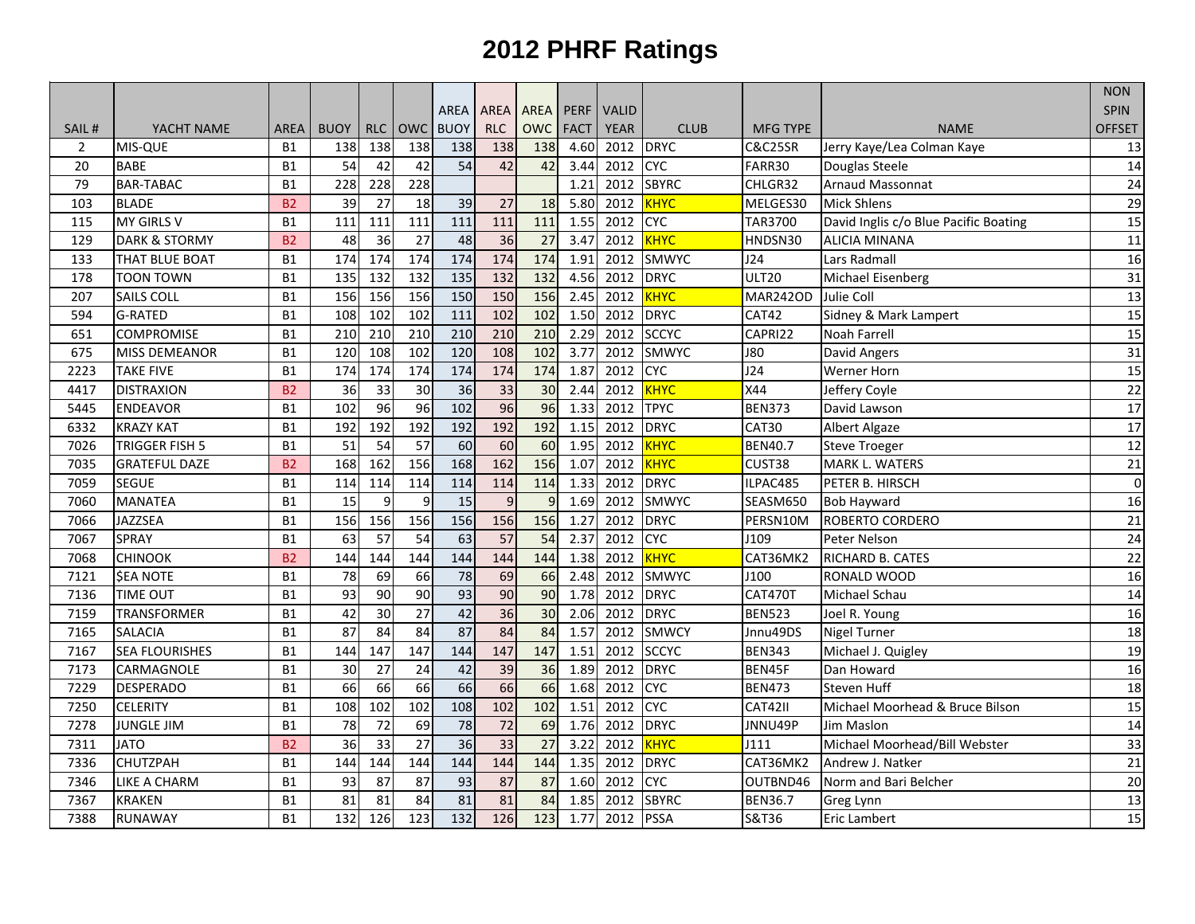# 2012 PHRF Ratings

| SAIL # | YACHT NAME | AREA | BUOY | RLC | OWC | AREA BUOY | AREA RLC | AREA OWC | PERF FACT | VALID YEAR | CLUB | MFG TYPE | NAME | NON SPIN OFFSET |
|---|---|---|---|---|---|---|---|---|---|---|---|---|---|---|
| 2 | MIS-QUE | B1 | 138 | 138 | 138 | 138 | 138 | 138 | 4.60 | 2012 | DRYC | C&C25SR | Jerry Kaye/Lea Colman Kaye | 13 |
| 20 | BABE | B1 | 54 | 42 | 42 | 54 | 42 | 42 | 3.44 | 2012 | CYC | FARR30 | Douglas Steele | 14 |
| 79 | BAR-TABAC | B1 | 228 | 228 | 228 | | | | 1.21 | 2012 | SBYRC | CHLGR32 | Arnaud Massonnat | 24 |
| 103 | BLADE | B2 | 39 | 27 | 18 | 39 | 27 | 18 | 5.80 | 2012 | KHYC | MELGES30 | Mick Shlens | 29 |
| 115 | MY GIRLS V | B1 | 111 | 111 | 111 | 111 | 111 | 111 | 1.55 | 2012 | CYC | TAR3700 | David Inglis c/o Blue Pacific Boating | 15 |
| 129 | DARK & STORMY | B2 | 48 | 36 | 27 | 48 | 36 | 27 | 3.47 | 2012 | KHYC | HNDSN30 | ALICIA MINANA | 11 |
| 133 | THAT BLUE BOAT | B1 | 174 | 174 | 174 | 174 | 174 | 174 | 1.91 | 2012 | SMWYC | J24 | Lars Radmall | 16 |
| 178 | TOON TOWN | B1 | 135 | 132 | 132 | 135 | 132 | 132 | 4.56 | 2012 | DRYC | ULT20 | Michael Eisenberg | 31 |
| 207 | SAILS COLL | B1 | 156 | 156 | 156 | 150 | 150 | 156 | 2.45 | 2012 | KHYC | MAR242OD | Julie Coll | 13 |
| 594 | G-RATED | B1 | 108 | 102 | 102 | 111 | 102 | 102 | 1.50 | 2012 | DRYC | CAT42 | Sidney & Mark Lampert | 15 |
| 651 | COMPROMISE | B1 | 210 | 210 | 210 | 210 | 210 | 210 | 2.29 | 2012 | SCCYC | CAPRI22 | Noah Farrell | 15 |
| 675 | MISS DEMEANOR | B1 | 120 | 108 | 102 | 120 | 108 | 102 | 3.77 | 2012 | SMWYC | J80 | David Angers | 31 |
| 2223 | TAKE FIVE | B1 | 174 | 174 | 174 | 174 | 174 | 174 | 1.87 | 2012 | CYC | J24 | Werner Horn | 15 |
| 4417 | DISTRAXION | B2 | 36 | 33 | 30 | 36 | 33 | 30 | 2.44 | 2012 | KHYC | X44 | Jeffery Coyle | 22 |
| 5445 | ENDEAVOR | B1 | 102 | 96 | 96 | 102 | 96 | 96 | 1.33 | 2012 | TPYC | BEN373 | David Lawson | 17 |
| 6332 | KRAZY KAT | B1 | 192 | 192 | 192 | 192 | 192 | 192 | 1.15 | 2012 | DRYC | CAT30 | Albert Algaze | 17 |
| 7026 | TRIGGER FISH 5 | B1 | 51 | 54 | 57 | 60 | 60 | 60 | 1.95 | 2012 | KHYC | BEN40.7 | Steve Troeger | 12 |
| 7035 | GRATEFUL DAZE | B2 | 168 | 162 | 156 | 168 | 162 | 156 | 1.07 | 2012 | KHYC | CUST38 | MARK L. WATERS | 21 |
| 7059 | SEGUE | B1 | 114 | 114 | 114 | 114 | 114 | 114 | 1.33 | 2012 | DRYC | ILPAC485 | PETER B. HIRSCH | 0 |
| 7060 | MANATEA | B1 | 15 | 9 | 9 | 15 | 9 | 9 | 1.69 | 2012 | SMWYC | SEASM650 | Bob Hayward | 16 |
| 7066 | JAZZSEA | B1 | 156 | 156 | 156 | 156 | 156 | 156 | 1.27 | 2012 | DRYC | PERSN10M | ROBERTO CORDERO | 21 |
| 7067 | SPRAY | B1 | 63 | 57 | 54 | 63 | 57 | 54 | 2.37 | 2012 | CYC | J109 | Peter Nelson | 24 |
| 7068 | CHINOOK | B2 | 144 | 144 | 144 | 144 | 144 | 144 | 1.38 | 2012 | KHYC | CAT36MK2 | RICHARD B. CATES | 22 |
| 7121 | $EA NOTE | B1 | 78 | 69 | 66 | 78 | 69 | 66 | 2.48 | 2012 | SMWYC | J100 | RONALD WOOD | 16 |
| 7136 | TIME OUT | B1 | 93 | 90 | 90 | 93 | 90 | 90 | 1.78 | 2012 | DRYC | CAT470T | Michael Schau | 14 |
| 7159 | TRANSFORMER | B1 | 42 | 30 | 27 | 42 | 36 | 30 | 2.06 | 2012 | DRYC | BEN523 | Joel R. Young | 16 |
| 7165 | SALACIA | B1 | 87 | 84 | 84 | 87 | 84 | 84 | 1.57 | 2012 | SMWCY | Jnnu49DS | Nigel Turner | 18 |
| 7167 | SEA FLOURISHES | B1 | 144 | 147 | 147 | 144 | 147 | 147 | 1.51 | 2012 | SCCYC | BEN343 | Michael J. Quigley | 19 |
| 7173 | CARMAGNOLE | B1 | 30 | 27 | 24 | 42 | 39 | 36 | 1.89 | 2012 | DRYC | BEN45F | Dan Howard | 16 |
| 7229 | DESPERADO | B1 | 66 | 66 | 66 | 66 | 66 | 66 | 1.68 | 2012 | CYC | BEN473 | Steven Huff | 18 |
| 7250 | CELERITY | B1 | 108 | 102 | 102 | 108 | 102 | 102 | 1.51 | 2012 | CYC | CAT42II | Michael Moorhead & Bruce Bilson | 15 |
| 7278 | JUNGLE JIM | B1 | 78 | 72 | 69 | 78 | 72 | 69 | 1.76 | 2012 | DRYC | JNNU49P | Jim Maslon | 14 |
| 7311 | JATO | B2 | 36 | 33 | 27 | 36 | 33 | 27 | 3.22 | 2012 | KHYC | J111 | Michael Moorhead/Bill Webster | 33 |
| 7336 | CHUTZPAH | B1 | 144 | 144 | 144 | 144 | 144 | 144 | 1.35 | 2012 | DRYC | CAT36MK2 | Andrew J. Natker | 21 |
| 7346 | LIKE A CHARM | B1 | 93 | 87 | 87 | 93 | 87 | 87 | 1.60 | 2012 | CYC | OUTBND46 | Norm and Bari Belcher | 20 |
| 7367 | KRAKEN | B1 | 81 | 81 | 84 | 81 | 81 | 84 | 1.85 | 2012 | SBYRC | BEN36.7 | Greg Lynn | 13 |
| 7388 | RUNAWAY | B1 | 132 | 126 | 123 | 132 | 126 | 123 | 1.77 | 2012 | PSSA | S&T36 | Eric Lambert | 15 |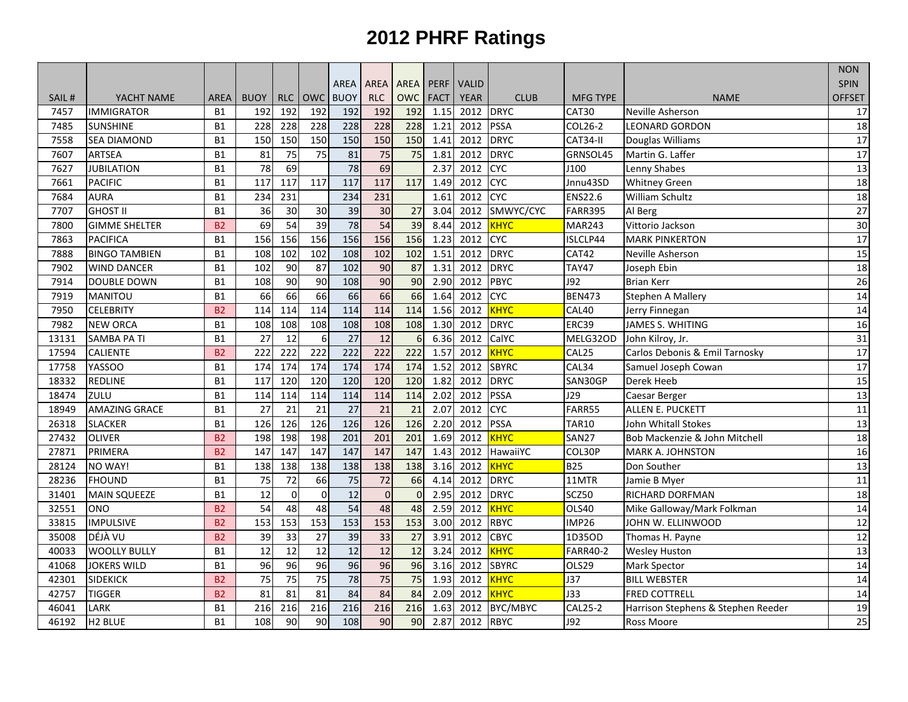# 2012 PHRF Ratings

| SAIL # | YACHT NAME | AREA | BUOY | RLC | OWC | AREA BUOY | AREA RLC | AREA OWC | PERF FACT | VALID YEAR | CLUB | MFG TYPE | NAME | NON SPIN OFFSET |
|---|---|---|---|---|---|---|---|---|---|---|---|---|---|---|
| 7457 | IMMIGRATOR | B1 | 192 | 192 | 192 | 192 | 192 | 192 | 1.15 | 2012 | DRYC | CAT30 | Neville Asherson | 17 |
| 7485 | SUNSHINE | B1 | 228 | 228 | 228 | 228 | 228 | 228 | 1.21 | 2012 | PSSA | COL26-2 | LEONARD GORDON | 18 |
| 7558 | SEA DIAMOND | B1 | 150 | 150 | 150 | 150 | 150 | 150 | 1.41 | 2012 | DRYC | CAT34-II | Douglas Williams | 17 |
| 7607 | ARTSEA | B1 | 81 | 75 | 75 | 81 | 75 | 75 | 1.81 | 2012 | DRYC | GRNSOL45 | Martin G. Laffer | 17 |
| 7627 | JUBILATION | B1 | 78 | 69 | | 78 | 69 | | 2.37 | 2012 | CYC | J100 | Lenny Shabes | 13 |
| 7661 | PACIFIC | B1 | 117 | 117 | 117 | 117 | 117 | 117 | 1.49 | 2012 | CYC | Jnnu43SD | Whitney Green | 18 |
| 7684 | AURA | B1 | 234 | 231 | | 234 | 231 | | 1.61 | 2012 | CYC | ENS22.6 | William Schultz | 18 |
| 7707 | GHOST II | B1 | 36 | 30 | 30 | 39 | 30 | 27 | 3.04 | 2012 | SMWYC/CYC | FARR395 | Al Berg | 27 |
| 7800 | GIMME SHELTER | B2 | 69 | 54 | 39 | 78 | 54 | 39 | 8.44 | 2012 | KHYC | MAR243 | Vittorio Jackson | 30 |
| 7863 | PACIFICA | B1 | 156 | 156 | 156 | 156 | 156 | 156 | 1.23 | 2012 | CYC | ISLCLP44 | MARK PINKERTON | 17 |
| 7888 | BINGO TAMBIEN | B1 | 108 | 102 | 102 | 108 | 102 | 102 | 1.51 | 2012 | DRYC | CAT42 | Neville Asherson | 15 |
| 7902 | WIND DANCER | B1 | 102 | 90 | 87 | 102 | 90 | 87 | 1.31 | 2012 | DRYC | TAY47 | Joseph Ebin | 18 |
| 7914 | DOUBLE DOWN | B1 | 108 | 90 | 90 | 108 | 90 | 90 | 2.90 | 2012 | PBYC | J92 | Brian Kerr | 26 |
| 7919 | MANITOU | B1 | 66 | 66 | 66 | 66 | 66 | 66 | 1.64 | 2012 | CYC | BEN473 | Stephen A Mallery | 14 |
| 7950 | CELEBRITY | B2 | 114 | 114 | 114 | 114 | 114 | 114 | 1.56 | 2012 | KHYC | CAL40 | Jerry Finnegan | 14 |
| 7982 | NEW ORCA | B1 | 108 | 108 | 108 | 108 | 108 | 108 | 1.30 | 2012 | DRYC | ERC39 | JAMES S. WHITING | 16 |
| 13131 | SAMBA PA TI | B1 | 27 | 12 | 6 | 27 | 12 | 6 | 6.36 | 2012 | CalYC | MELG32OD | John Kilroy, Jr. | 31 |
| 17594 | CALIENTE | B2 | 222 | 222 | 222 | 222 | 222 | 222 | 1.57 | 2012 | KHYC | CAL25 | Carlos Debonis & Emil Tarnosky | 17 |
| 17758 | YASSOO | B1 | 174 | 174 | 174 | 174 | 174 | 174 | 1.52 | 2012 | SBYRC | CAL34 | Samuel Joseph Cowan | 17 |
| 18332 | REDLINE | B1 | 117 | 120 | 120 | 120 | 120 | 120 | 1.82 | 2012 | DRYC | SAN30GP | Derek Heeb | 15 |
| 18474 | ZULU | B1 | 114 | 114 | 114 | 114 | 114 | 114 | 2.02 | 2012 | PSSA | J29 | Caesar Berger | 13 |
| 18949 | AMAZING GRACE | B1 | 27 | 21 | 21 | 27 | 21 | 21 | 2.07 | 2012 | CYC | FARR55 | ALLEN E. PUCKETT | 11 |
| 26318 | SLACKER | B1 | 126 | 126 | 126 | 126 | 126 | 126 | 2.20 | 2012 | PSSA | TAR10 | John Whitall Stokes | 13 |
| 27432 | OLIVER | B2 | 198 | 198 | 198 | 201 | 201 | 201 | 1.69 | 2012 | KHYC | SAN27 | Bob Mackenzie & John Mitchell | 18 |
| 27871 | PRIMERA | B2 | 147 | 147 | 147 | 147 | 147 | 147 | 1.43 | 2012 | HawaiiYC | COL30P | MARK A. JOHNSTON | 16 |
| 28124 | NO WAY! | B1 | 138 | 138 | 138 | 138 | 138 | 138 | 3.16 | 2012 | KHYC | B25 | Don Souther | 13 |
| 28236 | FHOUND | B1 | 75 | 72 | 66 | 75 | 72 | 66 | 4.14 | 2012 | DRYC | 11MTR | Jamie B Myer | 11 |
| 31401 | MAIN SQUEEZE | B1 | 12 | 0 | 0 | 12 | 0 | 0 | 2.95 | 2012 | DRYC | SCZ50 | RICHARD DORFMAN | 18 |
| 32551 | ONO | B2 | 54 | 48 | 48 | 54 | 48 | 48 | 2.59 | 2012 | KHYC | OLS40 | Mike Galloway/Mark Folkman | 14 |
| 33815 | IMPULSIVE | B2 | 153 | 153 | 153 | 153 | 153 | 153 | 3.00 | 2012 | RBYC | IMP26 | JOHN W. ELLINWOOD | 12 |
| 35008 | DÉJÀ VU | B2 | 39 | 33 | 27 | 39 | 33 | 27 | 3.91 | 2012 | CBYC | 1D35OD | Thomas H. Payne | 12 |
| 40033 | WOOLLY BULLY | B1 | 12 | 12 | 12 | 12 | 12 | 12 | 3.24 | 2012 | KHYC | FARR40-2 | Wesley Huston | 13 |
| 41068 | JOKERS WILD | B1 | 96 | 96 | 96 | 96 | 96 | 96 | 3.16 | 2012 | SBYRC | OLS29 | Mark Spector | 14 |
| 42301 | SIDEKICK | B2 | 75 | 75 | 75 | 78 | 75 | 75 | 1.93 | 2012 | KHYC | J37 | BILL WEBSTER | 14 |
| 42757 | TIGGER | B2 | 81 | 81 | 81 | 84 | 84 | 84 | 2.09 | 2012 | KHYC | J33 | FRED COTTRELL | 14 |
| 46041 | LARK | B1 | 216 | 216 | 216 | 216 | 216 | 216 | 1.63 | 2012 | BYC/MBYC | CAL25-2 | Harrison Stephens & Stephen Reeder | 19 |
| 46192 | H2 BLUE | B1 | 108 | 90 | 90 | 108 | 90 | 90 | 2.87 | 2012 | RBYC | J92 | Ross Moore | 25 |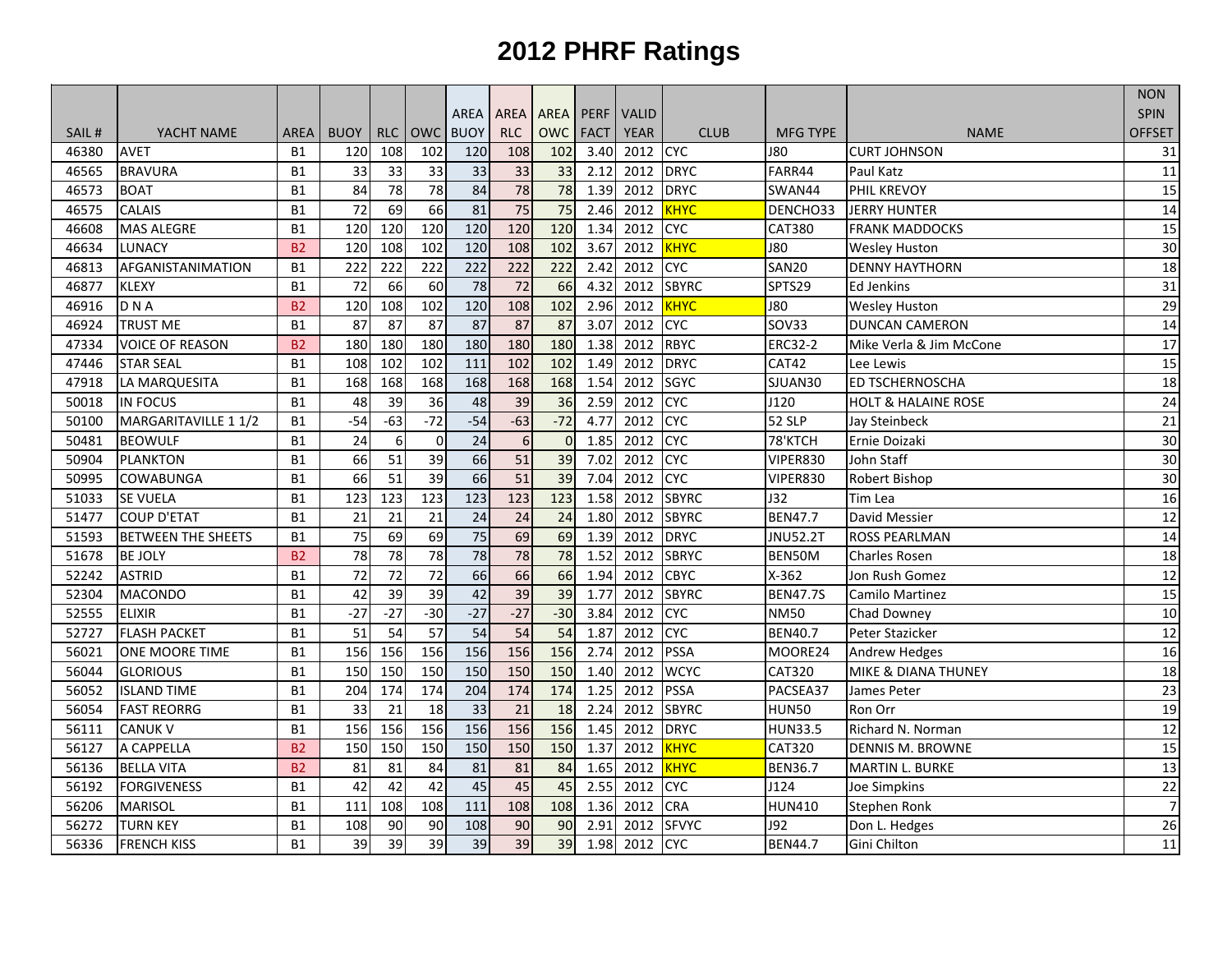# 2012 PHRF Ratings

| SAIL # | YACHT NAME | AREA | BUOY | RLC | OWC | AREA BUOY | AREA RLC | AREA OWC | PERF FACT | VALID YEAR | CLUB | MFG TYPE | NAME | NON SPIN OFFSET |
|---|---|---|---|---|---|---|---|---|---|---|---|---|---|---|
| 46380 | AVET | B1 | 120 | 108 | 102 | 120 | 108 | 102 | 3.40 | 2012 | CYC | J80 | CURT JOHNSON | 31 |
| 46565 | BRAVURA | B1 | 33 | 33 | 33 | 33 | 33 | 33 | 2.12 | 2012 | DRYC | FARR44 | Paul Katz | 11 |
| 46573 | BOAT | B1 | 84 | 78 | 78 | 84 | 78 | 78 | 1.39 | 2012 | DRYC | SWAN44 | PHIL KREVOY | 15 |
| 46575 | CALAIS | B1 | 72 | 69 | 66 | 81 | 75 | 75 | 2.46 | 2012 | KHYC | DENCHO33 | JERRY HUNTER | 14 |
| 46608 | MAS ALEGRE | B1 | 120 | 120 | 120 | 120 | 120 | 120 | 1.34 | 2012 | CYC | CAT380 | FRANK MADDOCKS | 15 |
| 46634 | LUNACY | B2 | 120 | 108 | 102 | 120 | 108 | 102 | 3.67 | 2012 | KHYC | J80 | Wesley Huston | 30 |
| 46813 | AFGANISTANIMATION | B1 | 222 | 222 | 222 | 222 | 222 | 222 | 2.42 | 2012 | CYC | SAN20 | DENNY HAYTHORN | 18 |
| 46877 | KLEXY | B1 | 72 | 66 | 60 | 78 | 72 | 66 | 4.32 | 2012 | SBYRC | SPTS29 | Ed Jenkins | 31 |
| 46916 | D N A | B2 | 120 | 108 | 102 | 120 | 108 | 102 | 2.96 | 2012 | KHYC | J80 | Wesley Huston | 29 |
| 46924 | TRUST ME | B1 | 87 | 87 | 87 | 87 | 87 | 87 | 3.07 | 2012 | CYC | SOV33 | DUNCAN CAMERON | 14 |
| 47334 | VOICE OF REASON | B2 | 180 | 180 | 180 | 180 | 180 | 180 | 1.38 | 2012 | RBYC | ERC32-2 | Mike Verla & Jim McCone | 17 |
| 47446 | STAR SEAL | B1 | 108 | 102 | 102 | 111 | 102 | 102 | 1.49 | 2012 | DRYC | CAT42 | Lee Lewis | 15 |
| 47918 | LA MARQUESITA | B1 | 168 | 168 | 168 | 168 | 168 | 168 | 1.54 | 2012 | SGYC | SJUAN30 | ED TSCHERNOSCHA | 18 |
| 50018 | IN FOCUS | B1 | 48 | 39 | 36 | 48 | 39 | 36 | 2.59 | 2012 | CYC | J120 | HOLT & HALAINE ROSE | 24 |
| 50100 | MARGARITAVILLE 1 1/2 | B1 | -54 | -63 | -72 | -54 | -63 | -72 | 4.77 | 2012 | CYC | 52 SLP | Jay Steinbeck | 21 |
| 50481 | BEOWULF | B1 | 24 | 6 | 0 | 24 | 6 | 0 | 1.85 | 2012 | CYC | 78'KTCH | Ernie Doizaki | 30 |
| 50904 | PLANKTON | B1 | 66 | 51 | 39 | 66 | 51 | 39 | 7.02 | 2012 | CYC | VIPER830 | John Staff | 30 |
| 50995 | COWABUNGA | B1 | 66 | 51 | 39 | 66 | 51 | 39 | 7.04 | 2012 | CYC | VIPER830 | Robert Bishop | 30 |
| 51033 | SE VUELA | B1 | 123 | 123 | 123 | 123 | 123 | 123 | 1.58 | 2012 | SBYRC | J32 | Tim Lea | 16 |
| 51477 | COUP D'ETAT | B1 | 21 | 21 | 21 | 24 | 24 | 24 | 1.80 | 2012 | SBYRC | BEN47.7 | David Messier | 12 |
| 51593 | BETWEEN THE SHEETS | B1 | 75 | 69 | 69 | 75 | 69 | 69 | 1.39 | 2012 | DRYC | JNU52.2T | ROSS PEARLMAN | 14 |
| 51678 | BE JOLY | B2 | 78 | 78 | 78 | 78 | 78 | 78 | 1.52 | 2012 | SBRYC | BEN50M | Charles Rosen | 18 |
| 52242 | ASTRID | B1 | 72 | 72 | 72 | 66 | 66 | 66 | 1.94 | 2012 | CBYC | X-362 | Jon Rush Gomez | 12 |
| 52304 | MACONDO | B1 | 42 | 39 | 39 | 42 | 39 | 39 | 1.77 | 2012 | SBYRC | BEN47.7S | Camilo Martinez | 15 |
| 52555 | ELIXIR | B1 | -27 | -27 | -30 | -27 | -27 | -30 | 3.84 | 2012 | CYC | NM50 | Chad Downey | 10 |
| 52727 | FLASH PACKET | B1 | 51 | 54 | 57 | 54 | 54 | 54 | 1.87 | 2012 | CYC | BEN40.7 | Peter Stazicker | 12 |
| 56021 | ONE MOORE TIME | B1 | 156 | 156 | 156 | 156 | 156 | 156 | 2.74 | 2012 | PSSA | MOORE24 | Andrew Hedges | 16 |
| 56044 | GLORIOUS | B1 | 150 | 150 | 150 | 150 | 150 | 150 | 1.40 | 2012 | WCYC | CAT320 | MIKE & DIANA THUNEY | 18 |
| 56052 | ISLAND TIME | B1 | 204 | 174 | 174 | 204 | 174 | 174 | 1.25 | 2012 | PSSA | PACSEA37 | James Peter | 23 |
| 56054 | FAST REORRG | B1 | 33 | 21 | 18 | 33 | 21 | 18 | 2.24 | 2012 | SBYRC | HUN50 | Ron Orr | 19 |
| 56111 | CANUK V | B1 | 156 | 156 | 156 | 156 | 156 | 156 | 1.45 | 2012 | DRYC | HUN33.5 | Richard N. Norman | 12 |
| 56127 | A CAPPELLA | B2 | 150 | 150 | 150 | 150 | 150 | 150 | 1.37 | 2012 | KHYC | CAT320 | DENNIS M. BROWNE | 15 |
| 56136 | BELLA VITA | B2 | 81 | 81 | 84 | 81 | 81 | 84 | 1.65 | 2012 | KHYC | BEN36.7 | MARTIN L. BURKE | 13 |
| 56192 | FORGIVENESS | B1 | 42 | 42 | 42 | 45 | 45 | 45 | 2.55 | 2012 | CYC | J124 | Joe Simpkins | 22 |
| 56206 | MARISOL | B1 | 111 | 108 | 108 | 111 | 108 | 108 | 1.36 | 2012 | CRA | HUN410 | Stephen Ronk | 7 |
| 56272 | TURN KEY | B1 | 108 | 90 | 90 | 108 | 90 | 90 | 2.91 | 2012 | SFVYC | J92 | Don L. Hedges | 26 |
| 56336 | FRENCH KISS | B1 | 39 | 39 | 39 | 39 | 39 | 39 | 1.98 | 2012 | CYC | BEN44.7 | Gini Chilton | 11 |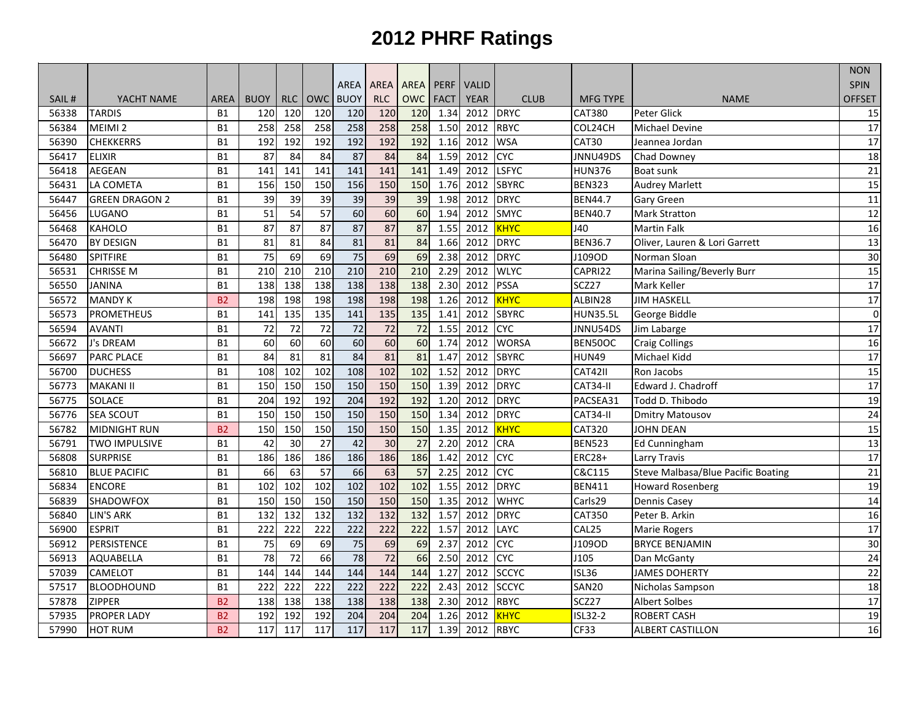# 2012 PHRF Ratings

| SAIL # | YACHT NAME | AREA | BUOY | RLC | OWC | AREA BUOY | AREA RLC | AREA OWC | PERF FACT | VALID YEAR | CLUB | MFG TYPE | NAME | NON SPIN OFFSET |
|---|---|---|---|---|---|---|---|---|---|---|---|---|---|---|
| 56338 | TARDIS | B1 | 120 | 120 | 120 | 120 | 120 | 120 | 1.34 | 2012 | DRYC | CAT380 | Peter Glick | 15 |
| 56384 | MEIMI 2 | B1 | 258 | 258 | 258 | 258 | 258 | 258 | 1.50 | 2012 | RBYC | COL24CH | Michael Devine | 17 |
| 56390 | CHEKKERRS | B1 | 192 | 192 | 192 | 192 | 192 | 192 | 1.16 | 2012 | WSA | CAT30 | Jeannea Jordan | 17 |
| 56417 | ELIXIR | B1 | 87 | 84 | 84 | 87 | 84 | 84 | 1.59 | 2012 | CYC | JNNU49DS | Chad Downey | 18 |
| 56418 | AEGEAN | B1 | 141 | 141 | 141 | 141 | 141 | 141 | 1.49 | 2012 | LSFYC | HUN376 | Boat sunk | 21 |
| 56431 | LA COMETA | B1 | 156 | 150 | 150 | 156 | 150 | 150 | 1.76 | 2012 | SBYRC | BEN323 | Audrey Marlett | 15 |
| 56447 | GREEN DRAGON 2 | B1 | 39 | 39 | 39 | 39 | 39 | 39 | 1.98 | 2012 | DRYC | BEN44.7 | Gary Green | 11 |
| 56456 | LUGANO | B1 | 51 | 54 | 57 | 60 | 60 | 60 | 1.94 | 2012 | SMYC | BEN40.7 | Mark Stratton | 12 |
| 56468 | KAHOLO | B1 | 87 | 87 | 87 | 87 | 87 | 87 | 1.55 | 2012 | KHYC | J40 | Martin Falk | 16 |
| 56470 | BY DESIGN | B1 | 81 | 81 | 84 | 81 | 81 | 84 | 1.66 | 2012 | DRYC | BEN36.7 | Oliver, Lauren & Lori Garrett | 13 |
| 56480 | SPITFIRE | B1 | 75 | 69 | 69 | 75 | 69 | 69 | 2.38 | 2012 | DRYC | J109OD | Norman Sloan | 30 |
| 56531 | CHRISSE M | B1 | 210 | 210 | 210 | 210 | 210 | 210 | 2.29 | 2012 | WLYC | CAPRI22 | Marina Sailing/Beverly Burr | 15 |
| 56550 | JANINA | B1 | 138 | 138 | 138 | 138 | 138 | 138 | 2.30 | 2012 | PSSA | SCZ27 | Mark Keller | 17 |
| 56572 | MANDY K | B2 | 198 | 198 | 198 | 198 | 198 | 198 | 1.26 | 2012 | KHYC | ALBIN28 | JIM HASKELL | 17 |
| 56573 | PROMETHEUS | B1 | 141 | 135 | 135 | 141 | 135 | 135 | 1.41 | 2012 | SBYRC | HUN35.5L | George Biddle | 0 |
| 56594 | AVANTI | B1 | 72 | 72 | 72 | 72 | 72 | 72 | 1.55 | 2012 | CYC | JNNU54DS | Jim Labarge | 17 |
| 56672 | J's DREAM | B1 | 60 | 60 | 60 | 60 | 60 | 60 | 1.74 | 2012 | WORSA | BEN50OC | Craig Collings | 16 |
| 56697 | PARC PLACE | B1 | 84 | 81 | 81 | 84 | 81 | 81 | 1.47 | 2012 | SBYRC | HUN49 | Michael Kidd | 17 |
| 56700 | DUCHESS | B1 | 108 | 102 | 102 | 108 | 102 | 102 | 1.52 | 2012 | DRYC | CAT42II | Ron Jacobs | 15 |
| 56773 | MAKANI II | B1 | 150 | 150 | 150 | 150 | 150 | 150 | 1.39 | 2012 | DRYC | CAT34-II | Edward J. Chadroff | 17 |
| 56775 | SOLACE | B1 | 204 | 192 | 192 | 204 | 192 | 192 | 1.20 | 2012 | DRYC | PACSEA31 | Todd D. Thibodo | 19 |
| 56776 | SEA SCOUT | B1 | 150 | 150 | 150 | 150 | 150 | 150 | 1.34 | 2012 | DRYC | CAT34-II | Dmitry Matousov | 24 |
| 56782 | MIDNIGHT RUN | B2 | 150 | 150 | 150 | 150 | 150 | 150 | 1.35 | 2012 | KHYC | CAT320 | JOHN DEAN | 15 |
| 56791 | TWO IMPULSIVE | B1 | 42 | 30 | 27 | 42 | 30 | 27 | 2.20 | 2012 | CRA | BEN523 | Ed Cunningham | 13 |
| 56808 | SURPRISE | B1 | 186 | 186 | 186 | 186 | 186 | 186 | 1.42 | 2012 | CYC | ERC28+ | Larry Travis | 17 |
| 56810 | BLUE PACIFIC | B1 | 66 | 63 | 57 | 66 | 63 | 57 | 2.25 | 2012 | CYC | C&C115 | Steve Malbasa/Blue Pacific Boating | 21 |
| 56834 | ENCORE | B1 | 102 | 102 | 102 | 102 | 102 | 102 | 1.55 | 2012 | DRYC | BEN411 | Howard Rosenberg | 19 |
| 56839 | SHADOWFOX | B1 | 150 | 150 | 150 | 150 | 150 | 150 | 1.35 | 2012 | WHYC | Carls29 | Dennis Casey | 14 |
| 56840 | LIN'S ARK | B1 | 132 | 132 | 132 | 132 | 132 | 132 | 1.57 | 2012 | DRYC | CAT350 | Peter B. Arkin | 16 |
| 56900 | ESPRIT | B1 | 222 | 222 | 222 | 222 | 222 | 222 | 1.57 | 2012 | LAYC | CAL25 | Marie Rogers | 17 |
| 56912 | PERSISTENCE | B1 | 75 | 69 | 69 | 75 | 69 | 69 | 2.37 | 2012 | CYC | J109OD | BRYCE BENJAMIN | 30 |
| 56913 | AQUABELLA | B1 | 78 | 72 | 66 | 78 | 72 | 66 | 2.50 | 2012 | CYC | J105 | Dan McGanty | 24 |
| 57039 | CAMELOT | B1 | 144 | 144 | 144 | 144 | 144 | 144 | 1.27 | 2012 | SCCYC | ISL36 | JAMES DOHERTY | 22 |
| 57517 | BLOODHOUND | B1 | 222 | 222 | 222 | 222 | 222 | 222 | 2.43 | 2012 | SCCYC | SAN20 | Nicholas Sampson | 18 |
| 57878 | ZIPPER | B2 | 138 | 138 | 138 | 138 | 138 | 138 | 2.30 | 2012 | RBYC | SCZ27 | Albert Solbes | 17 |
| 57935 | PROPER LADY | B2 | 192 | 192 | 192 | 204 | 204 | 204 | 1.26 | 2012 | KHYC | ISL32-2 | ROBERT CASH | 19 |
| 57990 | HOT RUM | B2 | 117 | 117 | 117 | 117 | 117 | 117 | 1.39 | 2012 | RBYC | CF33 | ALBERT CASTILLON | 16 |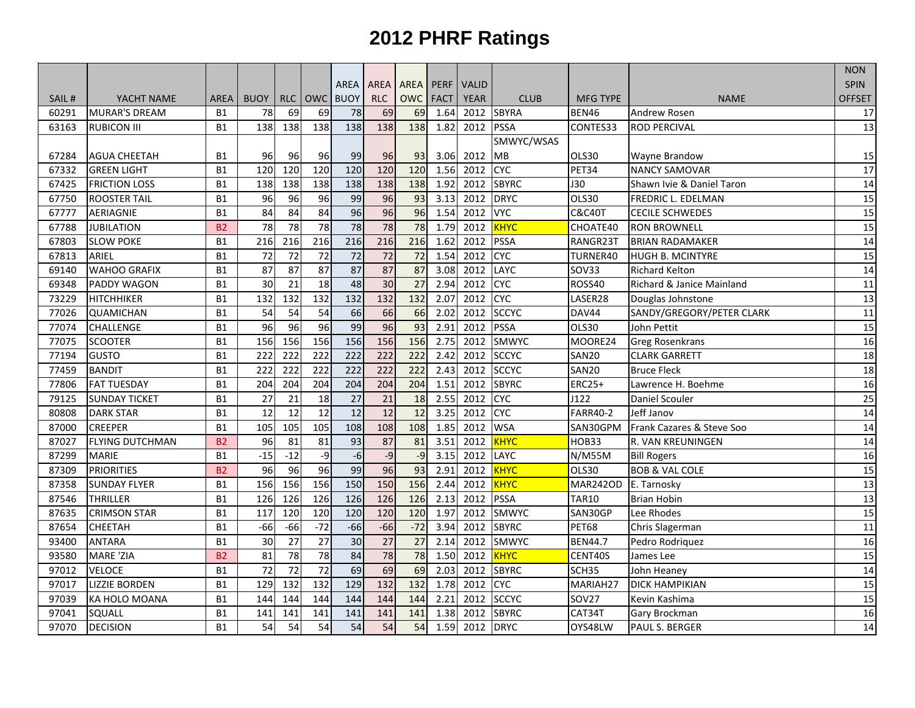# 2012 PHRF Ratings

| SAIL # | YACHT NAME | AREA | BUOY | RLC | OWC | AREA BUOY | AREA RLC | AREA OWC | PERF FACT | VALID YEAR | CLUB | MFG TYPE | NAME | NON SPIN OFFSET |
|---|---|---|---|---|---|---|---|---|---|---|---|---|---|---|
| 60291 | MURAR'S DREAM | B1 | 78 | 69 | 69 | 78 | 69 | 69 | 1.64 | 2012 | SBYRA | BEN46 | Andrew Rosen | 17 |
| 63163 | RUBICON III | B1 | 138 | 138 | 138 | 138 | 138 | 138 | 1.82 | 2012 | PSSA | CONTES33 | ROD PERCIVAL | 13 |
| 67284 | AGUA CHEETAH | B1 | 96 | 96 | 96 | 99 | 96 | 93 | 3.06 | 2012 | SMWYC/WSAS MB | OLS30 | Wayne Brandow | 15 |
| 67332 | GREEN LIGHT | B1 | 120 | 120 | 120 | 120 | 120 | 120 | 1.56 | 2012 | CYC | PET34 | NANCY SAMOVAR | 17 |
| 67425 | FRICTION LOSS | B1 | 138 | 138 | 138 | 138 | 138 | 138 | 1.92 | 2012 | SBYRC | J30 | Shawn Ivie & Daniel Taron | 14 |
| 67750 | ROOSTER TAIL | B1 | 96 | 96 | 96 | 99 | 96 | 93 | 3.13 | 2012 | DRYC | OLS30 | FREDRIC L. EDELMAN | 15 |
| 67777 | AERIAGNIE | B1 | 84 | 84 | 84 | 96 | 96 | 96 | 1.54 | 2012 | VYC | C&C40T | CECILE SCHWEDES | 15 |
| 67788 | JUBILATION | B2 | 78 | 78 | 78 | 78 | 78 | 78 | 1.79 | 2012 | KHYC | CHOATE40 | RON BROWNELL | 15 |
| 67803 | SLOW POKE | B1 | 216 | 216 | 216 | 216 | 216 | 216 | 1.62 | 2012 | PSSA | RANGR23T | BRIAN RADAMAKER | 14 |
| 67813 | ARIEL | B1 | 72 | 72 | 72 | 72 | 72 | 72 | 1.54 | 2012 | CYC | TURNER40 | HUGH B. MCINTYRE | 15 |
| 69140 | WAHOO GRAFIX | B1 | 87 | 87 | 87 | 87 | 87 | 87 | 3.08 | 2012 | LAYC | SOV33 | Richard Kelton | 14 |
| 69348 | PADDY WAGON | B1 | 30 | 21 | 18 | 48 | 30 | 27 | 2.94 | 2012 | CYC | ROSS40 | Richard & Janice Mainland | 11 |
| 73229 | HITCHHIKER | B1 | 132 | 132 | 132 | 132 | 132 | 132 | 2.07 | 2012 | CYC | LASER28 | Douglas Johnstone | 13 |
| 77026 | QUAMICHAN | B1 | 54 | 54 | 54 | 66 | 66 | 66 | 2.02 | 2012 | SCCYC | DAV44 | SANDY/GREGORY/PETER CLARK | 11 |
| 77074 | CHALLENGE | B1 | 96 | 96 | 96 | 99 | 96 | 93 | 2.91 | 2012 | PSSA | OLS30 | John Pettit | 15 |
| 77075 | SCOOTER | B1 | 156 | 156 | 156 | 156 | 156 | 156 | 2.75 | 2012 | SMWYC | MOORE24 | Greg Rosenkrans | 16 |
| 77194 | GUSTO | B1 | 222 | 222 | 222 | 222 | 222 | 222 | 2.42 | 2012 | SCCYC | SAN20 | CLARK GARRETT | 18 |
| 77459 | BANDIT | B1 | 222 | 222 | 222 | 222 | 222 | 222 | 2.43 | 2012 | SCCYC | SAN20 | Bruce Fleck | 18 |
| 77806 | FAT TUESDAY | B1 | 204 | 204 | 204 | 204 | 204 | 204 | 1.51 | 2012 | SBYRC | ERC25+ | Lawrence H. Boehme | 16 |
| 79125 | SUNDAY TICKET | B1 | 27 | 21 | 18 | 27 | 21 | 18 | 2.55 | 2012 | CYC | J122 | Daniel Scouler | 25 |
| 80808 | DARK STAR | B1 | 12 | 12 | 12 | 12 | 12 | 12 | 3.25 | 2012 | CYC | FARR40-2 | Jeff Janov | 14 |
| 87000 | CREEPER | B1 | 105 | 105 | 105 | 108 | 108 | 108 | 1.85 | 2012 | WSA | SAN30GPM | Frank Cazares & Steve Soo | 14 |
| 87027 | FLYING DUTCHMAN | B2 | 96 | 81 | 81 | 93 | 87 | 81 | 3.51 | 2012 | KHYC | HOB33 | R. VAN KREUNINGEN | 14 |
| 87299 | MARIE | B1 | -15 | -12 | -9 | -6 | -9 | -9 | 3.15 | 2012 | LAYC | N/M55M | Bill Rogers | 16 |
| 87309 | PRIORITIES | B2 | 96 | 96 | 96 | 99 | 96 | 93 | 2.91 | 2012 | KHYC | OLS30 | BOB & VAL COLE | 15 |
| 87358 | SUNDAY FLYER | B1 | 156 | 156 | 156 | 150 | 150 | 156 | 2.44 | 2012 | KHYC | MAR242OD | E. Tarnosky | 13 |
| 87546 | THRILLER | B1 | 126 | 126 | 126 | 126 | 126 | 126 | 2.13 | 2012 | PSSA | TAR10 | Brian Hobin | 13 |
| 87635 | CRIMSON STAR | B1 | 117 | 120 | 120 | 120 | 120 | 120 | 1.97 | 2012 | SMWYC | SAN30GP | Lee Rhodes | 15 |
| 87654 | CHEETAH | B1 | -66 | -66 | -72 | -66 | -66 | -72 | 3.94 | 2012 | SBYRC | PET68 | Chris Slagerman | 11 |
| 93400 | ANTARA | B1 | 30 | 27 | 27 | 30 | 27 | 27 | 2.14 | 2012 | SMWYC | BEN44.7 | Pedro Rodriquez | 16 |
| 93580 | MARE 'ZIA | B2 | 81 | 78 | 78 | 84 | 78 | 78 | 1.50 | 2012 | KHYC | CENT40S | James Lee | 15 |
| 97012 | VELOCE | B1 | 72 | 72 | 72 | 69 | 69 | 69 | 2.03 | 2012 | SBYRC | SCH35 | John Heaney | 14 |
| 97017 | LIZZIE BORDEN | B1 | 129 | 132 | 132 | 129 | 132 | 132 | 1.78 | 2012 | CYC | MARIAH27 | DICK HAMPIKIAN | 15 |
| 97039 | KA HOLO MOANA | B1 | 144 | 144 | 144 | 144 | 144 | 144 | 2.21 | 2012 | SCCYC | SOV27 | Kevin Kashima | 15 |
| 97041 | SQUALL | B1 | 141 | 141 | 141 | 141 | 141 | 141 | 1.38 | 2012 | SBYRC | CAT34T | Gary Brockman | 16 |
| 97070 | DECISION | B1 | 54 | 54 | 54 | 54 | 54 | 54 | 1.59 | 2012 | DRYC | OYS48LW | PAUL S. BERGER | 14 |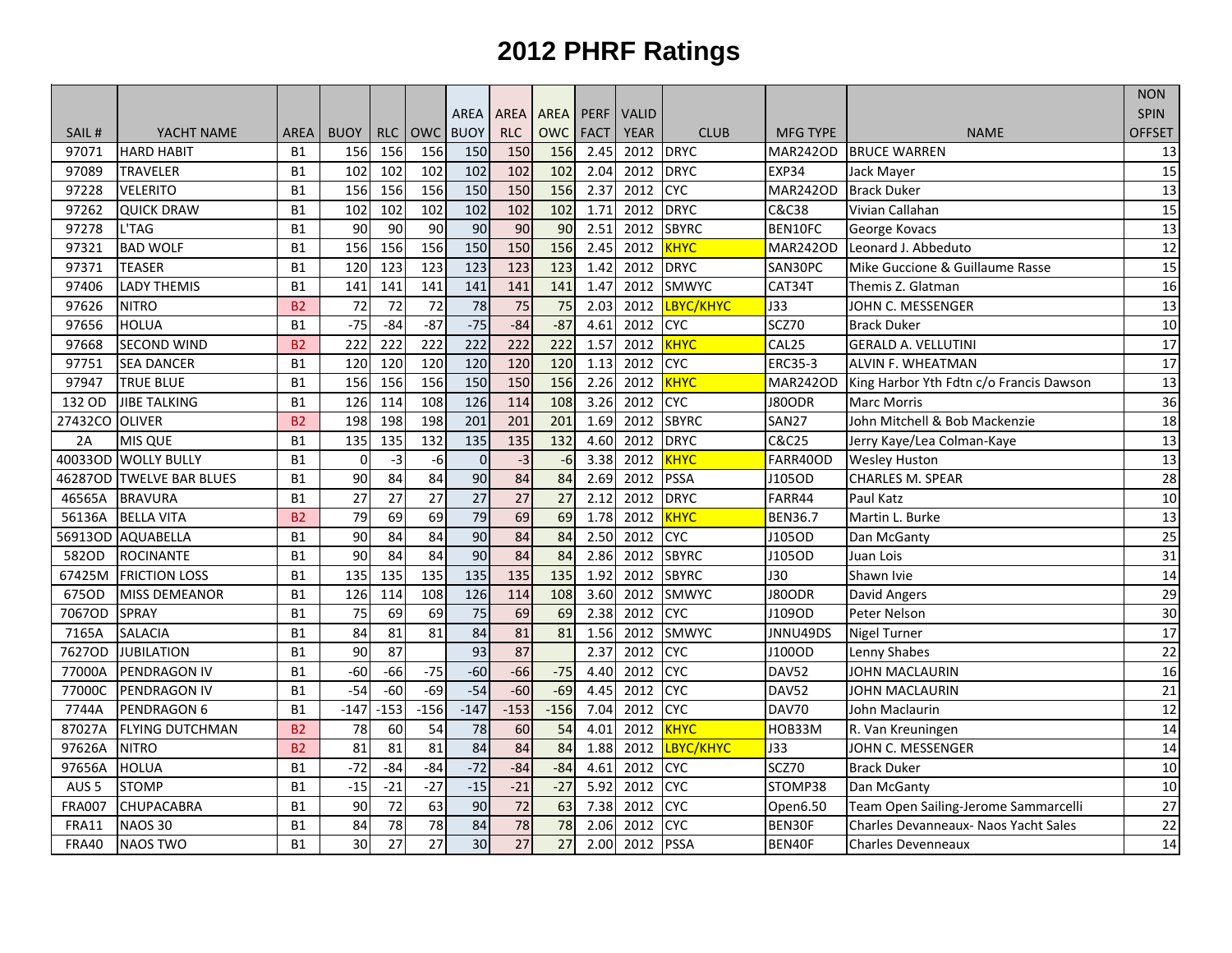# 2012 PHRF Ratings

| SAIL # | YACHT NAME | AREA | BUOY | RLC | OWC | AREA BUOY | AREA RLC | AREA OWC | PERF FACT | VALID YEAR | CLUB | MFG TYPE | NAME | NON SPIN OFFSET |
|---|---|---|---|---|---|---|---|---|---|---|---|---|---|---|
| 97071 | HARD HABIT | B1 | 156 | 156 | 156 | 150 | 150 | 156 | 2.45 | 2012 | DRYC | MAR242OD | BRUCE WARREN | 13 |
| 97089 | TRAVELER | B1 | 102 | 102 | 102 | 102 | 102 | 102 | 2.04 | 2012 | DRYC | EXP34 | Jack Mayer | 15 |
| 97228 | VELERITO | B1 | 156 | 156 | 156 | 150 | 150 | 156 | 2.37 | 2012 | CYC | MAR242OD | Brack Duker | 13 |
| 97262 | QUICK DRAW | B1 | 102 | 102 | 102 | 102 | 102 | 102 | 1.71 | 2012 | DRYC | C&C38 | Vivian Callahan | 15 |
| 97278 | L'TAG | B1 | 90 | 90 | 90 | 90 | 90 | 90 | 2.51 | 2012 | SBYRC | BEN10FC | George Kovacs | 13 |
| 97321 | BAD WOLF | B1 | 156 | 156 | 156 | 150 | 150 | 156 | 2.45 | 2012 | KHYC | MAR242OD | Leonard J. Abbeduto | 12 |
| 97371 | TEASER | B1 | 120 | 123 | 123 | 123 | 123 | 123 | 1.42 | 2012 | DRYC | SAN30PC | Mike Guccione & Guillaume Rasse | 15 |
| 97406 | LADY THEMIS | B1 | 141 | 141 | 141 | 141 | 141 | 141 | 1.47 | 2012 | SMWYC | CAT34T | Themis Z. Glatman | 16 |
| 97626 | NITRO | B2 | 72 | 72 | 72 | 78 | 75 | 75 | 2.03 | 2012 | LBYC/KHYC | J33 | JOHN C. MESSENGER | 13 |
| 97656 | HOLUA | B1 | -75 | -84 | -87 | -75 | -84 | -87 | 4.61 | 2012 | CYC | SCZ70 | Brack Duker | 10 |
| 97668 | SECOND WIND | B2 | 222 | 222 | 222 | 222 | 222 | 222 | 1.57 | 2012 | KHYC | CAL25 | GERALD A. VELLUTINI | 17 |
| 97751 | SEA DANCER | B1 | 120 | 120 | 120 | 120 | 120 | 120 | 1.13 | 2012 | CYC | ERC35-3 | ALVIN F. WHEATMAN | 17 |
| 97947 | TRUE BLUE | B1 | 156 | 156 | 156 | 150 | 150 | 156 | 2.26 | 2012 | KHYC | MAR242OD | King Harbor Yth Fdtn c/o Francis Dawson | 13 |
| 132 OD | JIBE TALKING | B1 | 126 | 114 | 108 | 126 | 114 | 108 | 3.26 | 2012 | CYC | J80ODR | Marc Morris | 36 |
| 27432CO | OLIVER | B2 | 198 | 198 | 198 | 201 | 201 | 201 | 1.69 | 2012 | SBYRC | SAN27 | John Mitchell & Bob Mackenzie | 18 |
| 2A | MIS QUE | B1 | 135 | 135 | 132 | 135 | 135 | 132 | 4.60 | 2012 | DRYC | C&C25 | Jerry Kaye/Lea Colman-Kaye | 13 |
| 40033OD | WOLLY BULLY | B1 | 0 | -3 | -6 | 0 | -3 | -6 | 3.38 | 2012 | KHYC | FARR40OD | Wesley Huston | 13 |
| 46287OD | TWELVE BAR BLUES | B1 | 90 | 84 | 84 | 90 | 84 | 84 | 2.69 | 2012 | PSSA | J105OD | CHARLES M. SPEAR | 28 |
| 46565A | BRAVURA | B1 | 27 | 27 | 27 | 27 | 27 | 27 | 2.12 | 2012 | DRYC | FARR44 | Paul Katz | 10 |
| 56136A | BELLA VITA | B2 | 79 | 69 | 69 | 79 | 69 | 69 | 1.78 | 2012 | KHYC | BEN36.7 | Martin L. Burke | 13 |
| 56913OD | AQUABELLA | B1 | 90 | 84 | 84 | 90 | 84 | 84 | 2.50 | 2012 | CYC | J105OD | Dan McGanty | 25 |
| 582OD | ROCINANTE | B1 | 90 | 84 | 84 | 90 | 84 | 84 | 2.86 | 2012 | SBYRC | J105OD | Juan Lois | 31 |
| 67425M | FRICTION LOSS | B1 | 135 | 135 | 135 | 135 | 135 | 135 | 1.92 | 2012 | SBYRC | J30 | Shawn Ivie | 14 |
| 675OD | MISS DEMEANOR | B1 | 126 | 114 | 108 | 126 | 114 | 108 | 3.60 | 2012 | SMWYC | J80ODR | David Angers | 29 |
| 7067OD | SPRAY | B1 | 75 | 69 | 69 | 75 | 69 | 69 | 2.38 | 2012 | CYC | J109OD | Peter Nelson | 30 |
| 7165A | SALACIA | B1 | 84 | 81 | 81 | 84 | 81 | 81 | 1.56 | 2012 | SMWYC | JNNU49DS | Nigel Turner | 17 |
| 7627OD | JUBILATION | B1 | 90 | 87 | | 93 | 87 | | 2.37 | 2012 | CYC | J100OD | Lenny Shabes | 22 |
| 77000A | PENDRAGON IV | B1 | -60 | -66 | -75 | -60 | -66 | -75 | 4.40 | 2012 | CYC | DAV52 | JOHN MACLAURIN | 16 |
| 77000C | PENDRAGON IV | B1 | -54 | -60 | -69 | -54 | -60 | -69 | 4.45 | 2012 | CYC | DAV52 | JOHN MACLAURIN | 21 |
| 7744A | PENDRAGON 6 | B1 | -147 | -153 | -156 | -147 | -153 | -156 | 7.04 | 2012 | CYC | DAV70 | John Maclaurin | 12 |
| 87027A | FLYING DUTCHMAN | B2 | 78 | 60 | 54 | 78 | 60 | 54 | 4.01 | 2012 | KHYC | HOB33M | R. Van Kreuningen | 14 |
| 97626A | NITRO | B2 | 81 | 81 | 81 | 84 | 84 | 84 | 1.88 | 2012 | LBYC/KHYC | J33 | JOHN C. MESSENGER | 14 |
| 97656A | HOLUA | B1 | -72 | -84 | -84 | -72 | -84 | -84 | 4.61 | 2012 | CYC | SCZ70 | Brack Duker | 10 |
| AUS 5 | STOMP | B1 | -15 | -21 | -27 | -15 | -21 | -27 | 5.92 | 2012 | CYC | STOMP38 | Dan McGanty | 10 |
| FRA007 | CHUPACABRA | B1 | 90 | 72 | 63 | 90 | 72 | 63 | 7.38 | 2012 | CYC | Open6.50 | Team Open Sailing-Jerome Sammarcelli | 27 |
| FRA11 | NAOS 30 | B1 | 84 | 78 | 78 | 84 | 78 | 78 | 2.06 | 2012 | CYC | BEN30F | Charles Devanneaux- Naos Yacht Sales | 22 |
| FRA40 | NAOS TWO | B1 | 30 | 27 | 27 | 30 | 27 | 27 | 2.00 | 2012 | PSSA | BEN40F | Charles Devenneaux | 14 |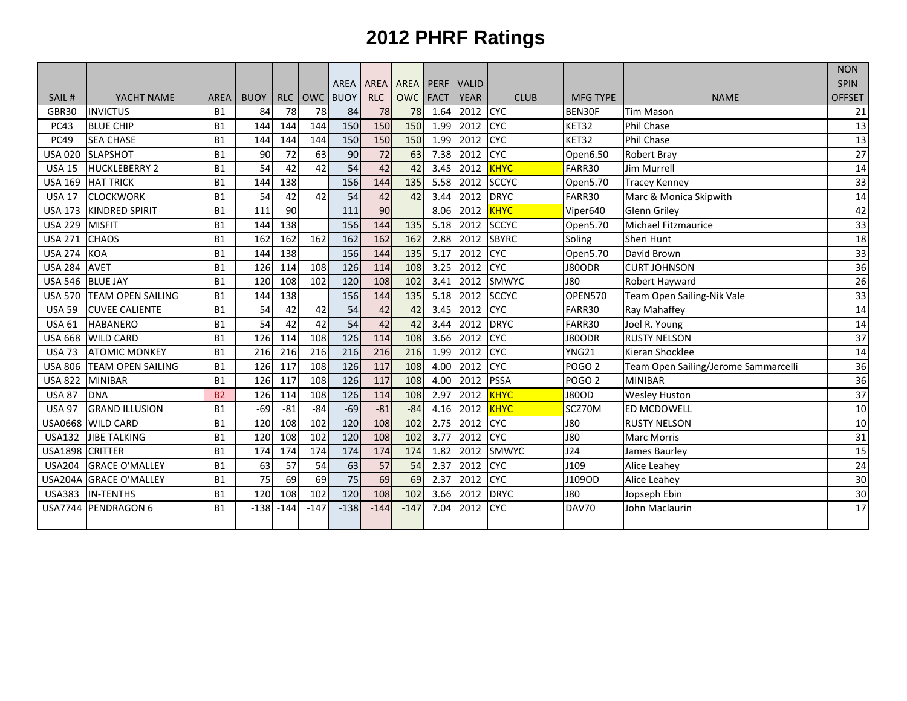# 2012 PHRF Ratings

| SAIL # | YACHT NAME | AREA | BUOY | RLC | OWC | AREA BUOY | AREA RLC | AREA OWC | PERF FACT | VALID YEAR | CLUB | MFG TYPE | NAME | NON SPIN OFFSET |
|---|---|---|---|---|---|---|---|---|---|---|---|---|---|---|
| GBR30 | INVICTUS | B1 | 84 | 78 | 78 | 84 | 78 | 78 | 1.64 | 2012 | CYC | BEN30F | Tim Mason | 21 |
| PC43 | BLUE CHIP | B1 | 144 | 144 | 144 | 150 | 150 | 150 | 1.99 | 2012 | CYC | KET32 | Phil Chase | 13 |
| PC49 | SEA CHASE | B1 | 144 | 144 | 144 | 150 | 150 | 150 | 1.99 | 2012 | CYC | KET32 | Phil Chase | 13 |
| USA 020 | SLAPSHOT | B1 | 90 | 72 | 63 | 90 | 72 | 63 | 7.38 | 2012 | CYC | Open6.50 | Robert Bray | 27 |
| USA 15 | HUCKLEBERRY 2 | B1 | 54 | 42 | 42 | 54 | 42 | 42 | 3.45 | 2012 | KHYC | FARR30 | Jim Murrell | 14 |
| USA 169 | HAT TRICK | B1 | 144 | 138 | | 156 | 144 | 135 | 5.58 | 2012 | SCCYC | Open5.70 | Tracey Kenney | 33 |
| USA 17 | CLOCKWORK | B1 | 54 | 42 | 42 | 54 | 42 | 42 | 3.44 | 2012 | DRYC | FARR30 | Marc & Monica Skipwith | 14 |
| USA 173 | KINDRED SPIRIT | B1 | 111 | 90 | | 111 | 90 | | 8.06 | 2012 | KHYC | Viper640 | Glenn Griley | 42 |
| USA 229 | MISFIT | B1 | 144 | 138 | | 156 | 144 | 135 | 5.18 | 2012 | SCCYC | Open5.70 | Michael Fitzmaurice | 33 |
| USA 271 | CHAOS | B1 | 162 | 162 | 162 | 162 | 162 | 162 | 2.88 | 2012 | SBYRC | Soling | Sheri Hunt | 18 |
| USA 274 | KOA | B1 | 144 | 138 | | 156 | 144 | 135 | 5.17 | 2012 | CYC | Open5.70 | David Brown | 33 |
| USA 284 | AVET | B1 | 126 | 114 | 108 | 126 | 114 | 108 | 3.25 | 2012 | CYC | J80ODR | CURT JOHNSON | 36 |
| USA 546 | BLUE JAY | B1 | 120 | 108 | 102 | 120 | 108 | 102 | 3.41 | 2012 | SMWYC | J80 | Robert Hayward | 26 |
| USA 570 | TEAM OPEN SAILING | B1 | 144 | 138 | | 156 | 144 | 135 | 5.18 | 2012 | SCCYC | OPEN570 | Team Open Sailing-Nik Vale | 33 |
| USA 59 | CUVEE CALIENTE | B1 | 54 | 42 | 42 | 54 | 42 | 42 | 3.45 | 2012 | CYC | FARR30 | Ray Mahaffey | 14 |
| USA 61 | HABANERO | B1 | 54 | 42 | 42 | 54 | 42 | 42 | 3.44 | 2012 | DRYC | FARR30 | Joel R. Young | 14 |
| USA 668 | WILD CARD | B1 | 126 | 114 | 108 | 126 | 114 | 108 | 3.66 | 2012 | CYC | J80ODR | RUSTY NELSON | 37 |
| USA 73 | ATOMIC MONKEY | B1 | 216 | 216 | 216 | 216 | 216 | 216 | 1.99 | 2012 | CYC | YNG21 | Kieran Shocklee | 14 |
| USA 806 | TEAM OPEN SAILING | B1 | 126 | 117 | 108 | 126 | 117 | 108 | 4.00 | 2012 | CYC | POGO 2 | Team Open Sailing/Jerome Sammarcelli | 36 |
| USA 822 | MINIBAR | B1 | 126 | 117 | 108 | 126 | 117 | 108 | 4.00 | 2012 | PSSA | POGO 2 | MINIBAR | 36 |
| USA 87 | DNA | B2 | 126 | 114 | 108 | 126 | 114 | 108 | 2.97 | 2012 | KHYC | J80OD | Wesley Huston | 37 |
| USA 97 | GRAND ILLUSION | B1 | -69 | -81 | -84 | -69 | -81 | -84 | 4.16 | 2012 | KHYC | SCZ70M | ED MCDOWELL | 10 |
| USA0668 | WILD CARD | B1 | 120 | 108 | 102 | 120 | 108 | 102 | 2.75 | 2012 | CYC | J80 | RUSTY NELSON | 10 |
| USA132 | JIBE TALKING | B1 | 120 | 108 | 102 | 120 | 108 | 102 | 3.77 | 2012 | CYC | J80 | Marc Morris | 31 |
| USA1898 | CRITTER | B1 | 174 | 174 | 174 | 174 | 174 | 174 | 1.82 | 2012 | SMWYC | J24 | James Baurley | 15 |
| USA204 | GRACE O'MALLEY | B1 | 63 | 57 | 54 | 63 | 57 | 54 | 2.37 | 2012 | CYC | J109 | Alice Leahey | 24 |
| USA204A | GRACE O'MALLEY | B1 | 75 | 69 | 69 | 75 | 69 | 69 | 2.37 | 2012 | CYC | J109OD | Alice Leahey | 30 |
| USA383 | IN-TENTHS | B1 | 120 | 108 | 102 | 120 | 108 | 102 | 3.66 | 2012 | DRYC | J80 | Jopseph Ebin | 30 |
| USA7744 | PENDRAGON 6 | B1 | -138 | -144 | -147 | -138 | -144 | -147 | 7.04 | 2012 | CYC | DAV70 | John Maclaurin | 17 |